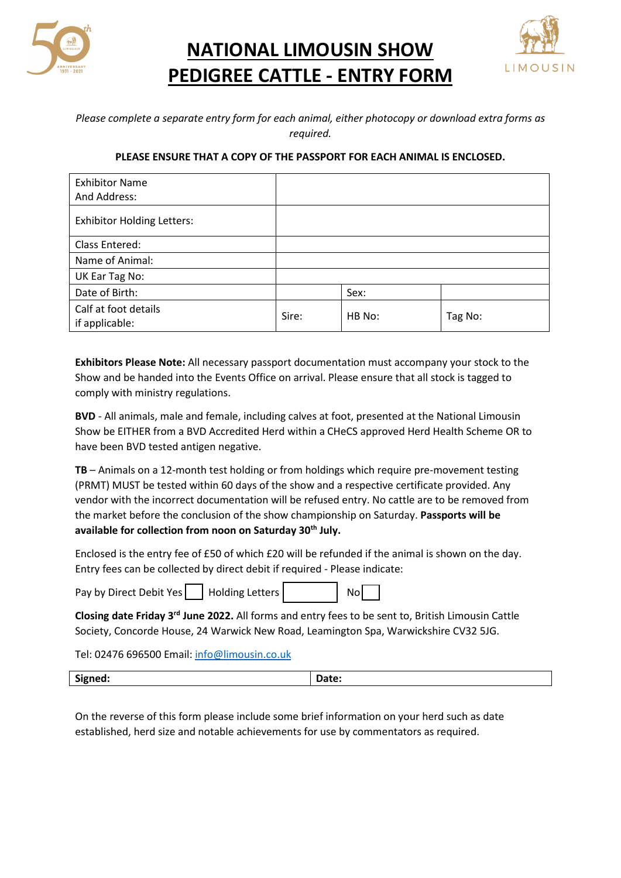# NATIONAL LIMOUSIN SHOW
# PEDIGREE CATTLE - ENTRY FORM

*Please complete a separate entry form for each animal, either photocopy or download extra forms as required.*

**PLEASE ENSURE THAT A COPY OF THE PASSPORT FOR EACH ANIMAL IS ENCLOSED.**

| Exhibitor Name And Address: | | | |
|---|---|---|---|
| Exhibitor Holding Letters: | | | |
| Class Entered: | | | |
| Name of Animal: | | | |
| UK Ear Tag No: | | | |
| Date of Birth: | | Sex: | |
| Calf at foot details if applicable: | Sire: | HB No: | Tag No: |

**Exhibitors Please Note:** All necessary passport documentation must accompany your stock to the Show and be handed into the Events Office on arrival. Please ensure that all stock is tagged to comply with ministry regulations.

**BVD** - All animals, male and female, including calves at foot, presented at the National Limousin Show be EITHER from a BVD Accredited Herd within a CHeCS approved Herd Health Scheme OR to have been BVD tested antigen negative.

**TB** – Animals on a 12-month test holding or from holdings which require pre-movement testing (PRMT) MUST be tested within 60 days of the show and a respective certificate provided. Any vendor with the incorrect documentation will be refused entry. No cattle are to be removed from the market before the conclusion of the show championship on Saturday. **Passports will be available for collection from noon on Saturday 30th July.**

Enclosed is the entry fee of £50 of which £20 will be refunded if the animal is shown on the day. Entry fees can be collected by direct debit if required - Please indicate:

Pay by Direct Debit Yes ☐ Holding Letters ☐ No ☐

**Closing date Friday 3rd June 2022.** All forms and entry fees to be sent to, British Limousin Cattle Society, Concorde House, 24 Warwick New Road, Leamington Spa, Warwickshire CV32 5JG.

Tel: 02476 696500 Email: info@limousin.co.uk

| **Signed:** | **Date:** |
|---|---|

On the reverse of this form please include some brief information on your herd such as date established, herd size and notable achievements for use by commentators as required.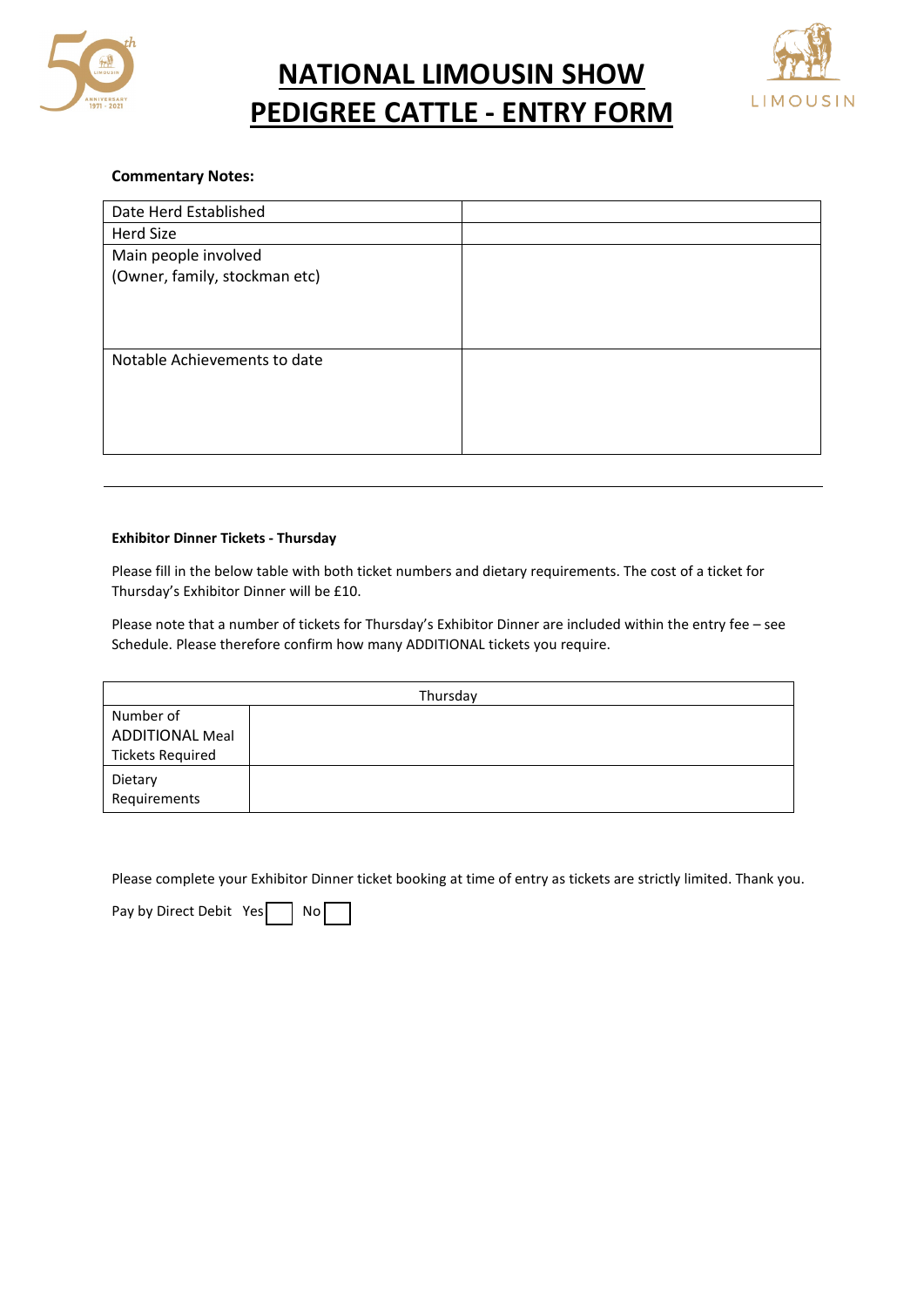# NATIONAL LIMOUSIN SHOW
# PEDIGREE CATTLE - ENTRY FORM

**Commentary Notes:**

| | |
|---|---|
| Date Herd Established | |
| Herd Size | |
| Main people involved (Owner, family, stockman etc) | |
| Notable Achievements to date | |

---

**Exhibitor Dinner Tickets - Thursday**

Please fill in the below table with both ticket numbers and dietary requirements. The cost of a ticket for Thursday's Exhibitor Dinner will be £10.

Please note that a number of tickets for Thursday's Exhibitor Dinner are included within the entry fee – see Schedule. Please therefore confirm how many ADDITIONAL tickets you require.

| | Thursday |
|---|---|
| Number of ADDITIONAL Meal Tickets Required | |
| Dietary Requirements | |

Please complete your Exhibitor Dinner ticket booking at time of entry as tickets are strictly limited. Thank you.

Pay by Direct Debit Yes ☐ No ☐